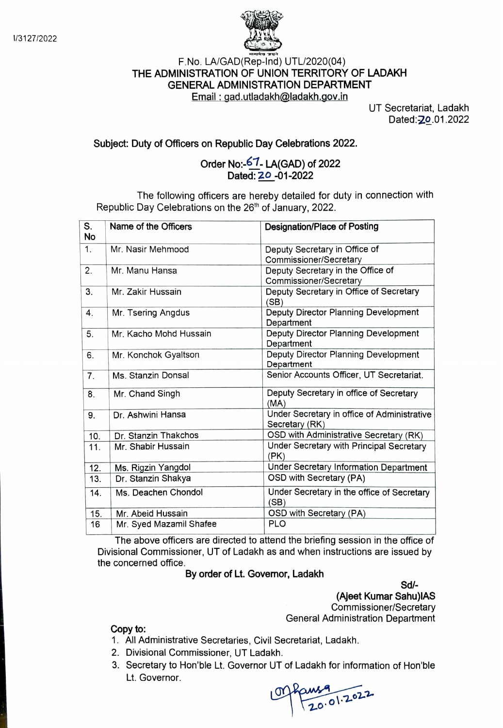I/3127/2022

F.No. LA/GAD(Rep-Ind) UTL/2020(04)

**THE ADMINISTRATION OF UNION TERRITORY OF LADAKH**

**GENERAL ADMINISTRATION DEPARTMENT**

Email : gad.utladakh@ladakh.gov.in

UT Secretariat, Ladakh
Dated: 20.01.2022

**Subject: Duty of Officers on Republic Day Celebrations 2022.**

**Order No:-67- LA(GAD) of 2022**
**Dated: 20-01-2022**

The following officers are hereby detailed for duty in connection with Republic Day Celebrations on the 26th of January, 2022.

| S. No | Name of the Officers | Designation/Place of Posting |
|---|---|---|
| 1. | Mr. Nasir Mehmood | Deputy Secretary in Office of Commissioner/Secretary |
| 2. | Mr. Manu Hansa | Deputy Secretary in the Office of Commissioner/Secretary |
| 3. | Mr. Zakir Hussain | Deputy Secretary in Office of Secretary (SB) |
| 4. | Mr. Tsering Angdus | Deputy Director Planning Development Department |
| 5. | Mr. Kacho Mohd Hussain | Deputy Director Planning Development Department |
| 6. | Mr. Konchok Gyaltson | Deputy Director Planning Development Department |
| 7. | Ms. Stanzin Donsal | Senior Accounts Officer, UT Secretariat. |
| 8. | Mr. Chand Singh | Deputy Secretary in office of Secretary (MA) |
| 9. | Dr. Ashwini Hansa | Under Secretary in office of Administrative Secretary (RK) |
| 10. | Dr. Stanzin Thakchos | OSD with Administrative Secretary (RK) |
| 11. | Mr. Shabir Hussain | Under Secretary with Principal Secretary (PK) |
| 12. | Ms. Rigzin Yangdol | Under Secretary Information Department |
| 13. | Dr. Stanzin Shakya | OSD with Secretary (PA) |
| 14. | Ms. Deachen Chondol | Under Secretary in the office of Secretary (SB) |
| 15. | Mr. Abeid Hussain | OSD with Secretary (PA) |
| 16 | Mr. Syed Mazamil Shafee | PLO |

The above officers are directed to attend the briefing session in the office of Divisional Commissioner, UT of Ladakh as and when instructions are issued by the concerned office.

**By order of Lt. Governor, Ladakh**

**Sd/-**
**(Ajeet Kumar Sahu)IAS**
Commissioner/Secretary
General Administration Department

**Copy to:**

1. All Administrative Secretaries, Civil Secretariat, Ladakh.
2. Divisional Commissioner, UT Ladakh.
3. Secretary to Hon'ble Lt. Governor UT of Ladakh for information of Hon'ble Lt. Governor.

20.01.2022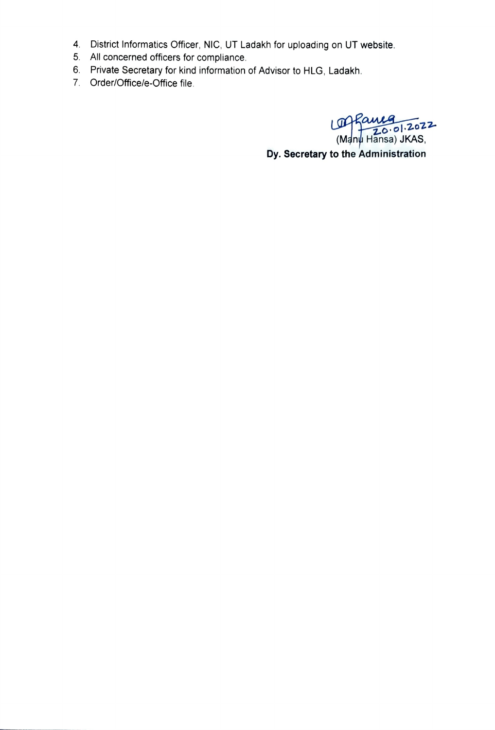4. District Informatics Officer, NIC, UT Ladakh for uploading on UT website.
5. All concerned officers for compliance.
6. Private Secretary for kind information of Advisor to HLG, Ladakh.
7. Order/Office/e-Office file.

20.01.2022

(Manu Hansa) JKAS,

**Dy. Secretary to the Administration**